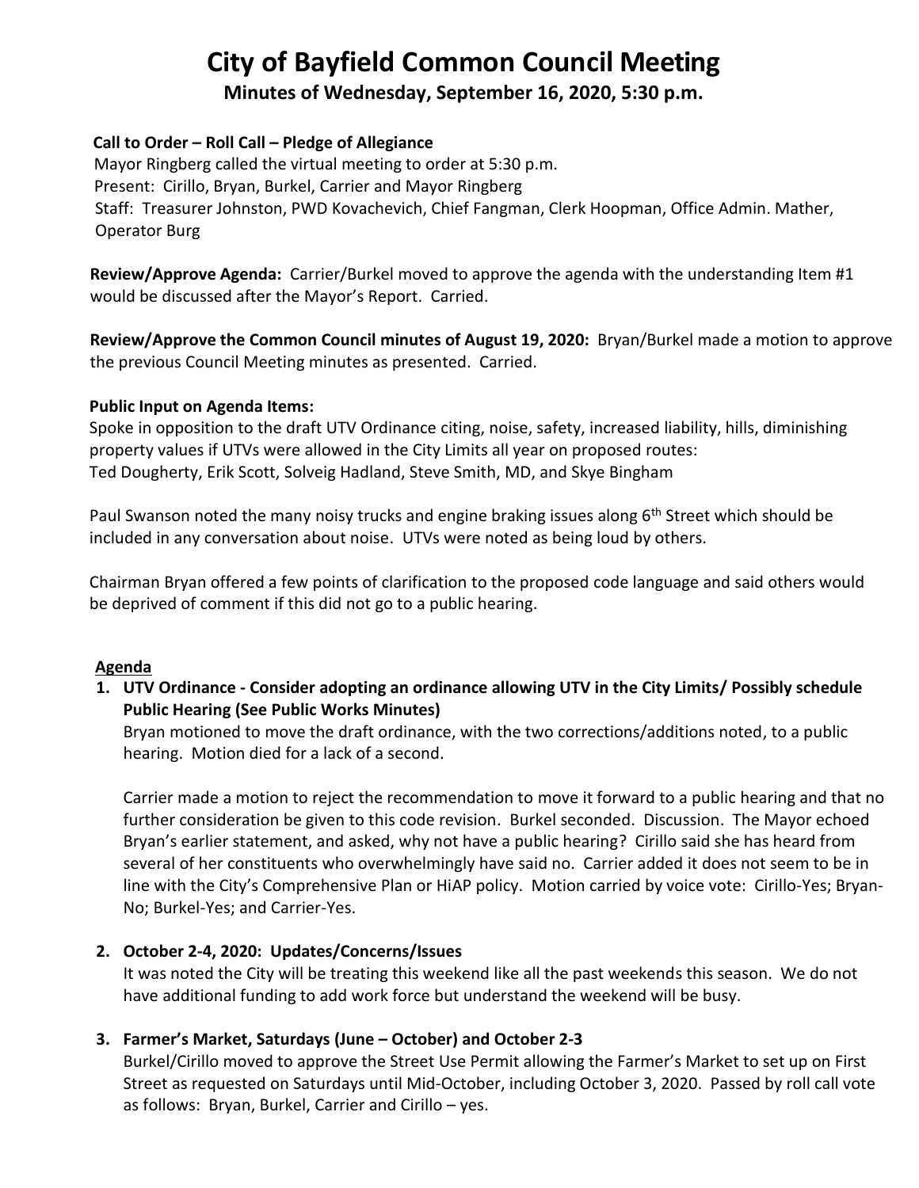// City of Bayfield Common Council Meeting

## Minutes of Wednesday, September 16, 2020, 5:30 p.m.

**Call to Order – Roll Call – Pledge of Allegiance**

Mayor Ringberg called the virtual meeting to order at 5:30 p.m.
Present: Cirillo, Bryan, Burkel, Carrier and Mayor Ringberg
Staff: Treasurer Johnston, PWD Kovachevich, Chief Fangman, Clerk Hoopman, Office Admin. Mather, Operator Burg

**Review/Approve Agenda:** Carrier/Burkel moved to approve the agenda with the understanding Item #1 would be discussed after the Mayor's Report. Carried.

**Review/Approve the Common Council minutes of August 19, 2020:** Bryan/Burkel made a motion to approve the previous Council Meeting minutes as presented. Carried.

**Public Input on Agenda Items:**

Spoke in opposition to the draft UTV Ordinance citing, noise, safety, increased liability, hills, diminishing property values if UTVs were allowed in the City Limits all year on proposed routes:
Ted Dougherty, Erik Scott, Solveig Hadland, Steve Smith, MD, and Skye Bingham

Paul Swanson noted the many noisy trucks and engine braking issues along 6th Street which should be included in any conversation about noise. UTVs were noted as being loud by others.

Chairman Bryan offered a few points of clarification to the proposed code language and said others would be deprived of comment if this did not go to a public hearing.

**Agenda**

1. **UTV Ordinance - Consider adopting an ordinance allowing UTV in the City Limits/ Possibly schedule Public Hearing (See Public Works Minutes)**

   Bryan motioned to move the draft ordinance, with the two corrections/additions noted, to a public hearing. Motion died for a lack of a second.

   Carrier made a motion to reject the recommendation to move it forward to a public hearing and that no further consideration be given to this code revision. Burkel seconded. Discussion. The Mayor echoed Bryan's earlier statement, and asked, why not have a public hearing? Cirillo said she has heard from several of her constituents who overwhelmingly have said no. Carrier added it does not seem to be in line with the City's Comprehensive Plan or HiAP policy. Motion carried by voice vote: Cirillo-Yes; Bryan-No; Burkel-Yes; and Carrier-Yes.

2. **October 2-4, 2020: Updates/Concerns/Issues**

   It was noted the City will be treating this weekend like all the past weekends this season. We do not have additional funding to add work force but understand the weekend will be busy.

3. **Farmer's Market, Saturdays (June – October) and October 2-3**

   Burkel/Cirillo moved to approve the Street Use Permit allowing the Farmer's Market to set up on First Street as requested on Saturdays until Mid-October, including October 3, 2020. Passed by roll call vote as follows: Bryan, Burkel, Carrier and Cirillo – yes.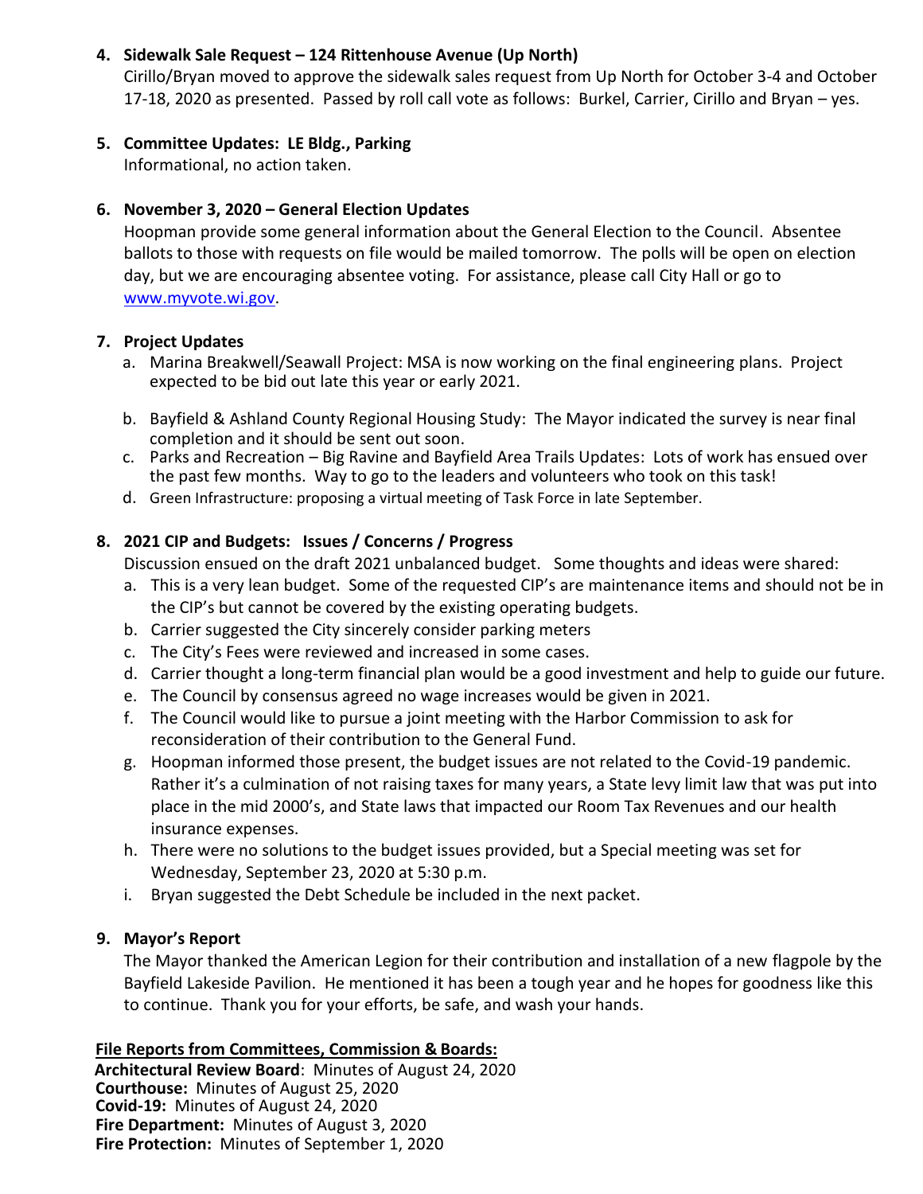4. **Sidewalk Sale Request – 124 Rittenhouse Avenue (Up North)**
   Cirillo/Bryan moved to approve the sidewalk sales request from Up North for October 3-4 and October 17-18, 2020 as presented. Passed by roll call vote as follows: Burkel, Carrier, Cirillo and Bryan – yes.

5. **Committee Updates: LE Bldg., Parking**
   Informational, no action taken.

6. **November 3, 2020 – General Election Updates**
   Hoopman provide some general information about the General Election to the Council. Absentee ballots to those with requests on file would be mailed tomorrow. The polls will be open on election day, but we are encouraging absentee voting. For assistance, please call City Hall or go to www.myvote.wi.gov.

7. **Project Updates**
   a. Marina Breakwell/Seawall Project: MSA is now working on the final engineering plans. Project expected to be bid out late this year or early 2021.
   b. Bayfield & Ashland County Regional Housing Study: The Mayor indicated the survey is near final completion and it should be sent out soon.
   c. Parks and Recreation – Big Ravine and Bayfield Area Trails Updates: Lots of work has ensued over the past few months. Way to go to the leaders and volunteers who took on this task!
   d. Green Infrastructure: proposing a virtual meeting of Task Force in late September.

8. **2021 CIP and Budgets: Issues / Concerns / Progress**
   Discussion ensued on the draft 2021 unbalanced budget. Some thoughts and ideas were shared:
   a. This is a very lean budget. Some of the requested CIP's are maintenance items and should not be in the CIP's but cannot be covered by the existing operating budgets.
   b. Carrier suggested the City sincerely consider parking meters
   c. The City's Fees were reviewed and increased in some cases.
   d. Carrier thought a long-term financial plan would be a good investment and help to guide our future.
   e. The Council by consensus agreed no wage increases would be given in 2021.
   f. The Council would like to pursue a joint meeting with the Harbor Commission to ask for reconsideration of their contribution to the General Fund.
   g. Hoopman informed those present, the budget issues are not related to the Covid-19 pandemic. Rather it's a culmination of not raising taxes for many years, a State levy limit law that was put into place in the mid 2000's, and State laws that impacted our Room Tax Revenues and our health insurance expenses.
   h. There were no solutions to the budget issues provided, but a Special meeting was set for Wednesday, September 23, 2020 at 5:30 p.m.
   i. Bryan suggested the Debt Schedule be included in the next packet.

9. **Mayor's Report**
   The Mayor thanked the American Legion for their contribution and installation of a new flagpole by the Bayfield Lakeside Pavilion. He mentioned it has been a tough year and he hopes for goodness like this to continue. Thank you for your efforts, be safe, and wash your hands.

**File Reports from Committees, Commission & Boards:**

**Architectural Review Board**: Minutes of August 24, 2020
**Courthouse:** Minutes of August 25, 2020
**Covid-19:** Minutes of August 24, 2020
**Fire Department:** Minutes of August 3, 2020
**Fire Protection:** Minutes of September 1, 2020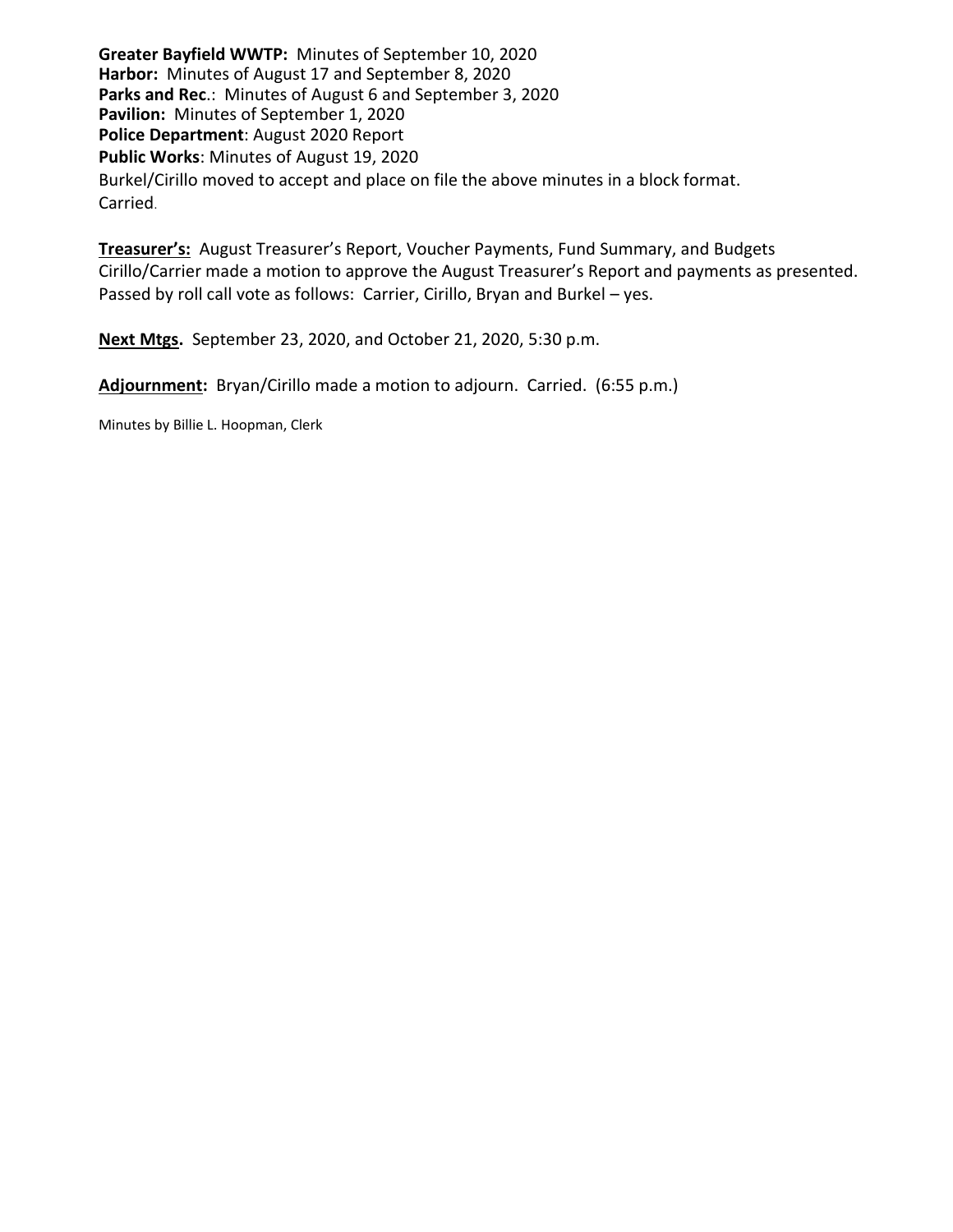**Greater Bayfield WWTP:** Minutes of September 10, 2020
**Harbor:** Minutes of August 17 and September 8, 2020
**Parks and Rec**.: Minutes of August 6 and September 3, 2020
**Pavilion:** Minutes of September 1, 2020
**Police Department**: August 2020 Report
**Public Works**: Minutes of August 19, 2020
Burkel/Cirillo moved to accept and place on file the above minutes in a block format.
Carried.

**Treasurer's:** August Treasurer's Report, Voucher Payments, Fund Summary, and Budgets
Cirillo/Carrier made a motion to approve the August Treasurer's Report and payments as presented. Passed by roll call vote as follows: Carrier, Cirillo, Bryan and Burkel – yes.

**Next Mtgs.** September 23, 2020, and October 21, 2020, 5:30 p.m.

**Adjournment:** Bryan/Cirillo made a motion to adjourn. Carried. (6:55 p.m.)

Minutes by Billie L. Hoopman, Clerk